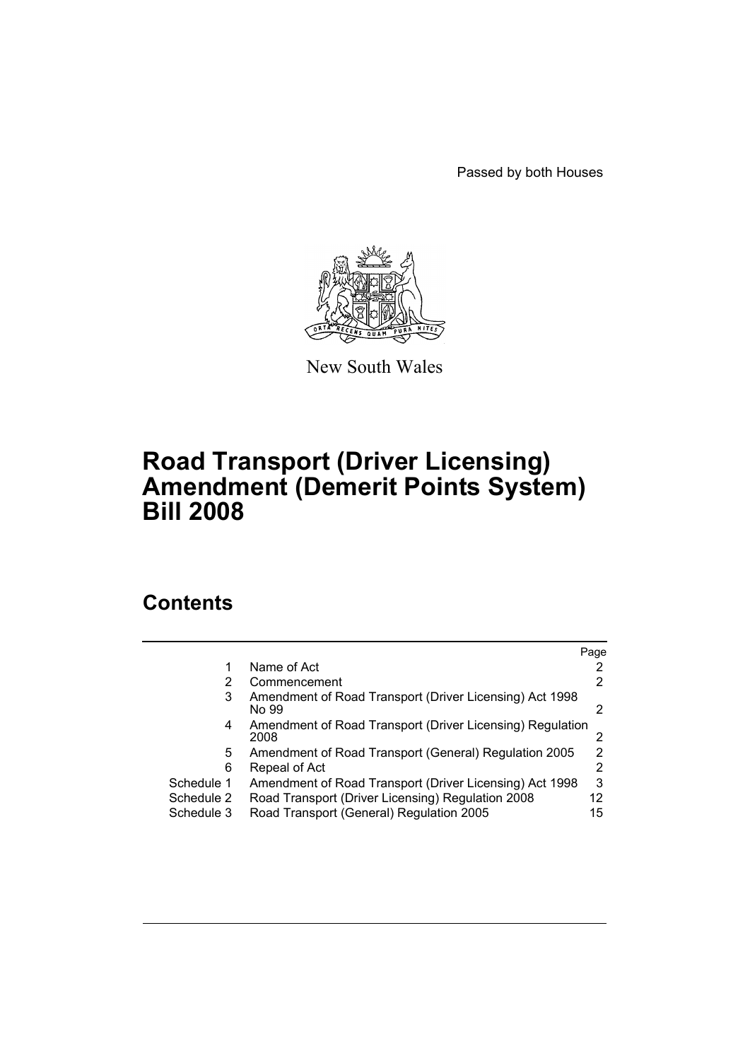Passed by both Houses

New South Wales

# Road Transport (Driver Licensing) Amendment (Demerit Points System) Bill 2008

## Contents

| | | Page |
|---|---|---|
| 1 | Name of Act | 2 |
| 2 | Commencement | 2 |
| 3 | Amendment of Road Transport (Driver Licensing) Act 1998 No 99 | 2 |
| 4 | Amendment of Road Transport (Driver Licensing) Regulation 2008 | 2 |
| 5 | Amendment of Road Transport (General) Regulation 2005 | 2 |
| 6 | Repeal of Act | 2 |
| Schedule 1 | Amendment of Road Transport (Driver Licensing) Act 1998 | 3 |
| Schedule 2 | Road Transport (Driver Licensing) Regulation 2008 | 12 |
| Schedule 3 | Road Transport (General) Regulation 2005 | 15 |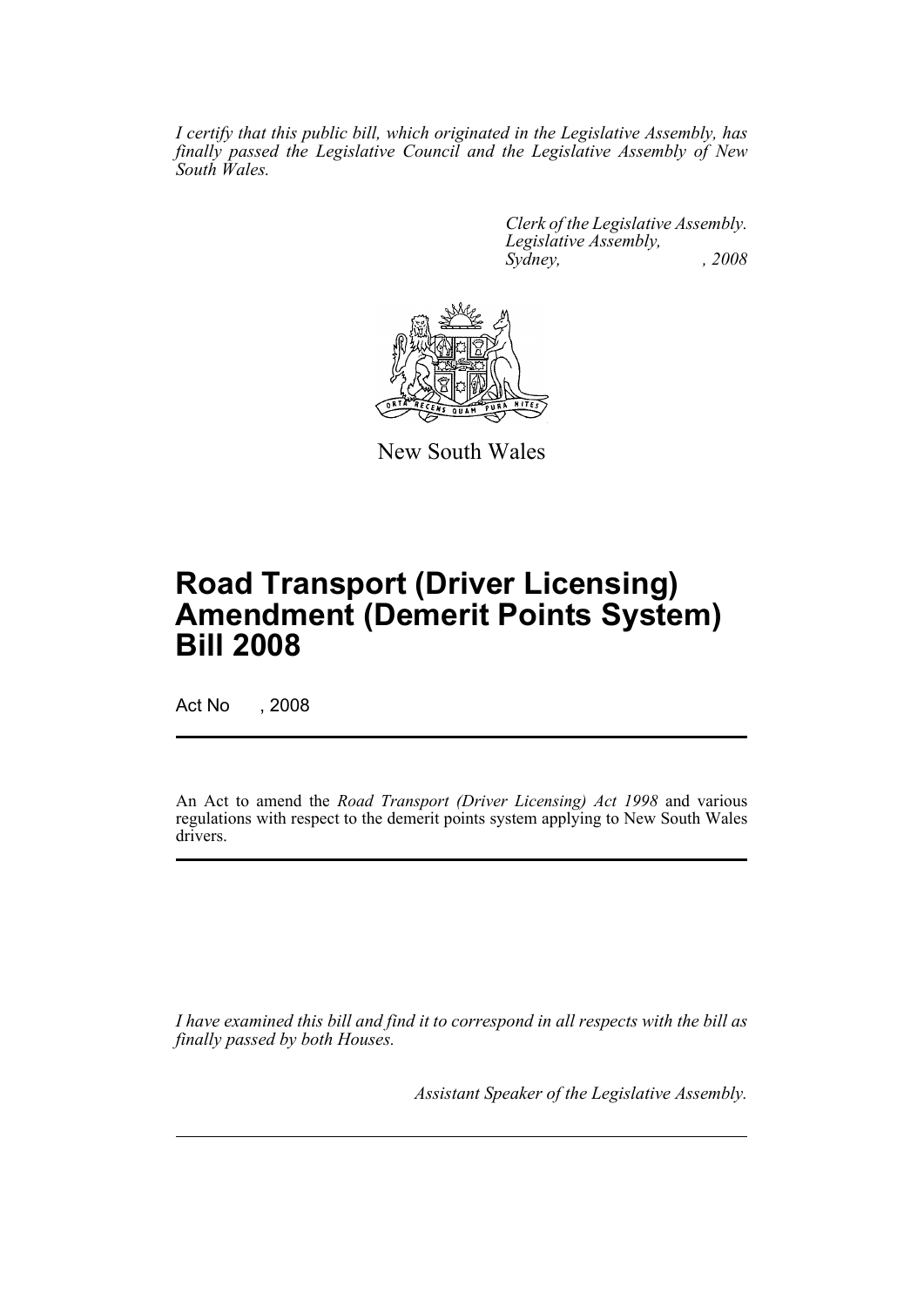*I certify that this public bill, which originated in the Legislative Assembly, has finally passed the Legislative Council and the Legislative Assembly of New South Wales.*

*Clerk of the Legislative Assembly.*
*Legislative Assembly,*
*Sydney, , 2008*

New South Wales

# Road Transport (Driver Licensing) Amendment (Demerit Points System) Bill 2008

Act No , 2008

An Act to amend the *Road Transport (Driver Licensing) Act 1998* and various regulations with respect to the demerit points system applying to New South Wales drivers.

*I have examined this bill and find it to correspond in all respects with the bill as finally passed by both Houses.*

*Assistant Speaker of the Legislative Assembly.*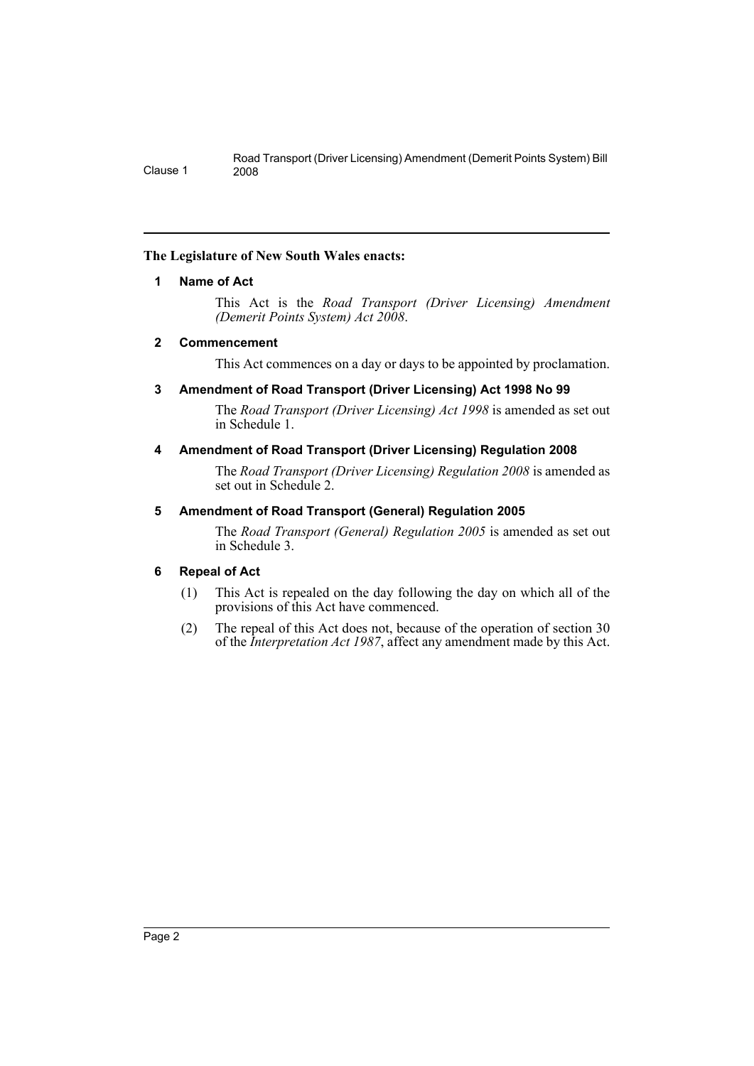**The Legislature of New South Wales enacts:**

## 1 Name of Act

This Act is the *Road Transport (Driver Licensing) Amendment (Demerit Points System) Act 2008*.

## 2 Commencement

This Act commences on a day or days to be appointed by proclamation.

## 3 Amendment of Road Transport (Driver Licensing) Act 1998 No 99

The *Road Transport (Driver Licensing) Act 1998* is amended as set out in Schedule 1.

## 4 Amendment of Road Transport (Driver Licensing) Regulation 2008

The *Road Transport (Driver Licensing) Regulation 2008* is amended as set out in Schedule 2.

## 5 Amendment of Road Transport (General) Regulation 2005

The *Road Transport (General) Regulation 2005* is amended as set out in Schedule 3.

## 6 Repeal of Act

(1) This Act is repealed on the day following the day on which all of the provisions of this Act have commenced.

(2) The repeal of this Act does not, because of the operation of section 30 of the *Interpretation Act 1987*, affect any amendment made by this Act.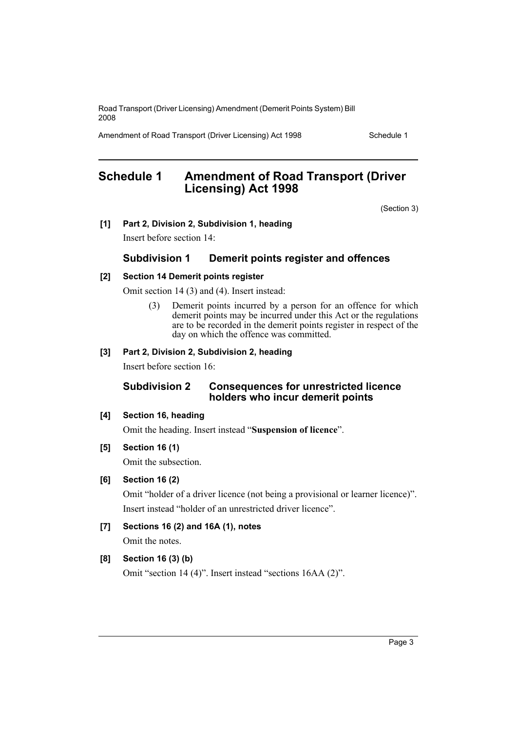# Schedule 1 Amendment of Road Transport (Driver Licensing) Act 1998

(Section 3)

**[1] Part 2, Division 2, Subdivision 1, heading**

Insert before section 14:

## Subdivision 1 Demerit points register and offences

**[2] Section 14 Demerit points register**

Omit section 14 (3) and (4). Insert instead:

> (3) Demerit points incurred by a person for an offence for which demerit points may be incurred under this Act or the regulations are to be recorded in the demerit points register in respect of the day on which the offence was committed.

**[3] Part 2, Division 2, Subdivision 2, heading**

Insert before section 16:

## Subdivision 2 Consequences for unrestricted licence holders who incur demerit points

**[4] Section 16, heading**

Omit the heading. Insert instead "**Suspension of licence**".

**[5] Section 16 (1)**

Omit the subsection.

**[6] Section 16 (2)**

Omit "holder of a driver licence (not being a provisional or learner licence)".

Insert instead "holder of an unrestricted driver licence".

**[7] Sections 16 (2) and 16A (1), notes**

Omit the notes.

**[8] Section 16 (3) (b)**

Omit "section 14 (4)". Insert instead "sections 16AA (2)".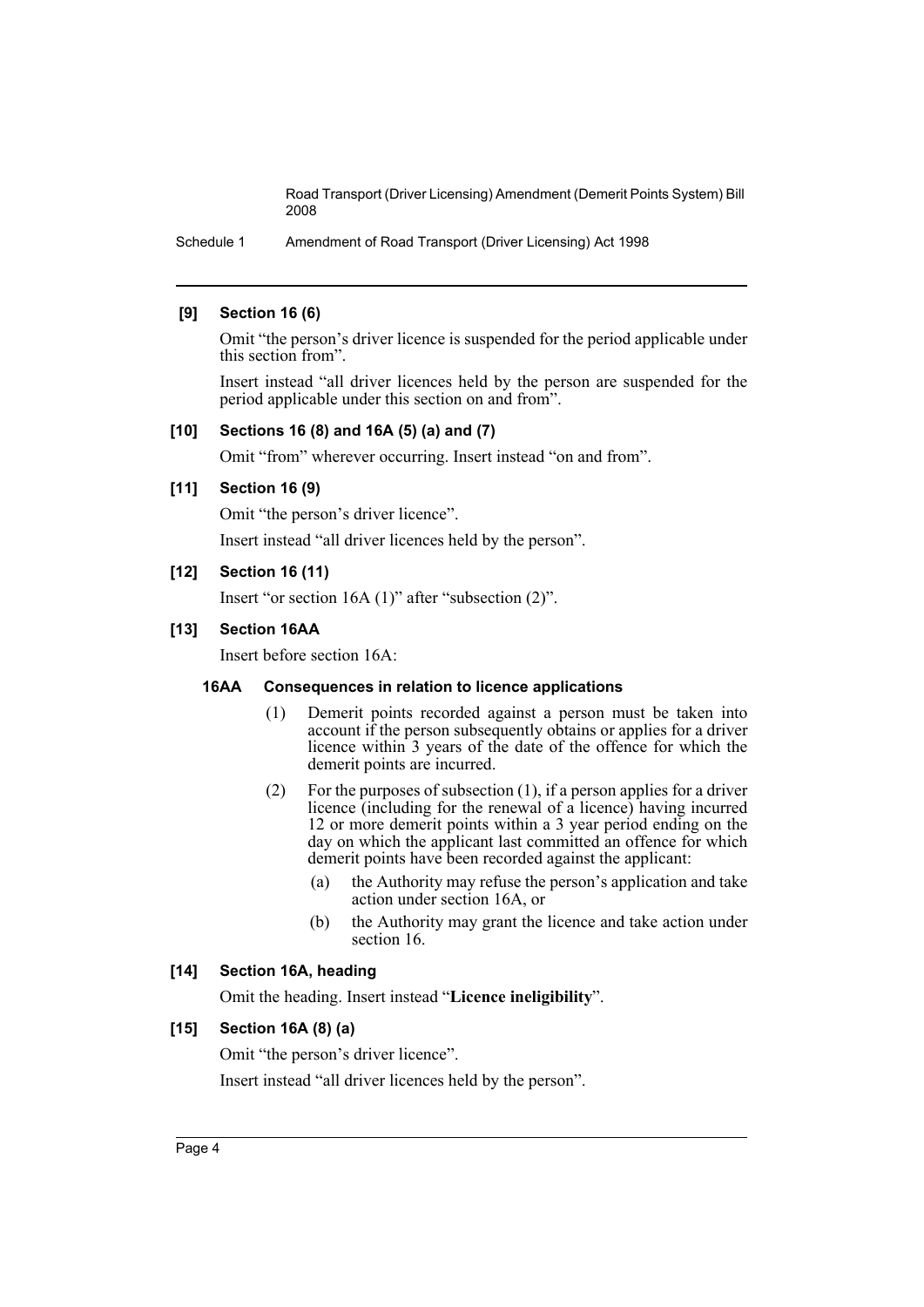**[9] Section 16 (6)**

Omit "the person's driver licence is suspended for the period applicable under this section from".

Insert instead "all driver licences held by the person are suspended for the period applicable under this section on and from".

**[10] Sections 16 (8) and 16A (5) (a) and (7)**

Omit "from" wherever occurring. Insert instead "on and from".

**[11] Section 16 (9)**

Omit "the person's driver licence".

Insert instead "all driver licences held by the person".

**[12] Section 16 (11)**

Insert "or section 16A (1)" after "subsection (2)".

**[13] Section 16AA**

Insert before section 16A:

**16AA Consequences in relation to licence applications**

(1) Demerit points recorded against a person must be taken into account if the person subsequently obtains or applies for a driver licence within 3 years of the date of the offence for which the demerit points are incurred.

(2) For the purposes of subsection (1), if a person applies for a driver licence (including for the renewal of a licence) having incurred 12 or more demerit points within a 3 year period ending on the day on which the applicant last committed an offence for which demerit points have been recorded against the applicant:

(a) the Authority may refuse the person's application and take action under section 16A, or

(b) the Authority may grant the licence and take action under section 16.

**[14] Section 16A, heading**

Omit the heading. Insert instead "**Licence ineligibility**".

**[15] Section 16A (8) (a)**

Omit "the person's driver licence".

Insert instead "all driver licences held by the person".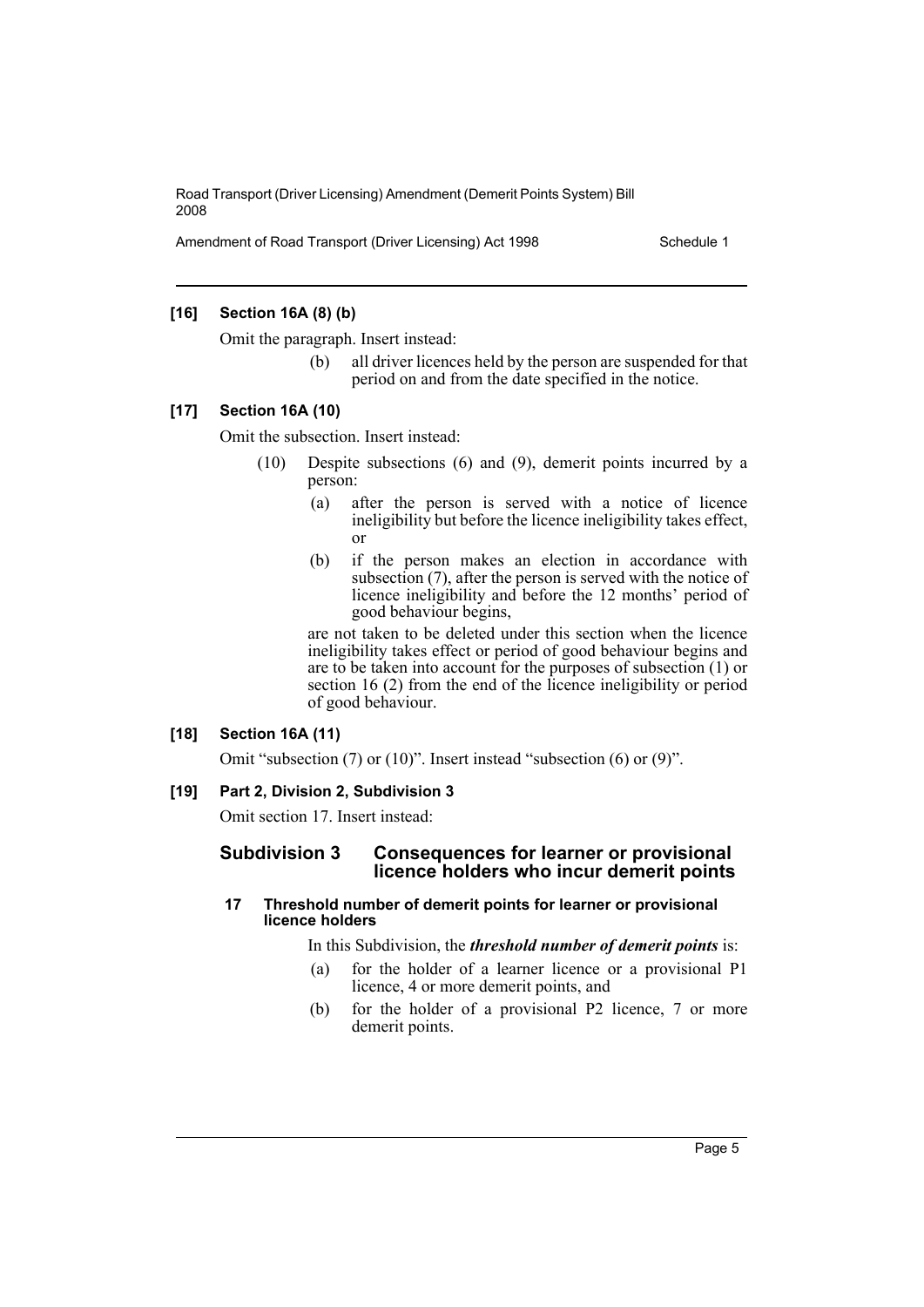**[16] Section 16A (8) (b)**

Omit the paragraph. Insert instead:

> (b) all driver licences held by the person are suspended for that period on and from the date specified in the notice.

**[17] Section 16A (10)**

Omit the subsection. Insert instead:

> (10) Despite subsections (6) and (9), demerit points incurred by a person:
>
> (a) after the person is served with a notice of licence ineligibility but before the licence ineligibility takes effect, or
>
> (b) if the person makes an election in accordance with subsection (7), after the person is served with the notice of licence ineligibility and before the 12 months' period of good behaviour begins,
>
> are not taken to be deleted under this section when the licence ineligibility takes effect or period of good behaviour begins and are to be taken into account for the purposes of subsection (1) or section 16 (2) from the end of the licence ineligibility or period of good behaviour.

**[18] Section 16A (11)**

Omit "subsection (7) or (10)". Insert instead "subsection (6) or (9)".

**[19] Part 2, Division 2, Subdivision 3**

Omit section 17. Insert instead:

### Subdivision 3 Consequences for learner or provisional licence holders who incur demerit points

#### 17 Threshold number of demerit points for learner or provisional licence holders

In this Subdivision, the ***threshold number of demerit points*** is:

(a) for the holder of a learner licence or a provisional P1 licence, 4 or more demerit points, and

(b) for the holder of a provisional P2 licence, 7 or more demerit points.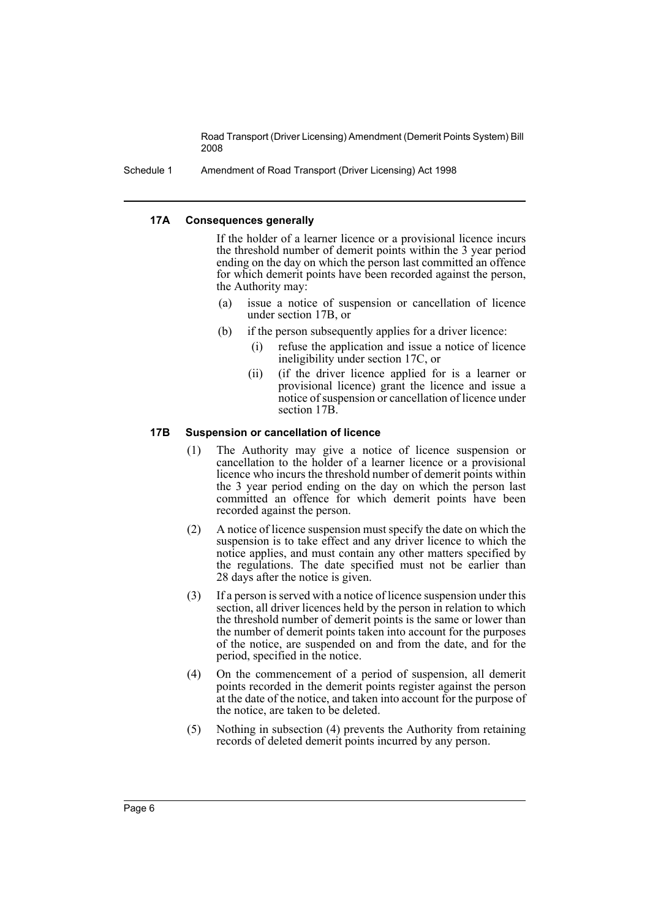#### 17A Consequences generally

If the holder of a learner licence or a provisional licence incurs the threshold number of demerit points within the 3 year period ending on the day on which the person last committed an offence for which demerit points have been recorded against the person, the Authority may:

- (a) issue a notice of suspension or cancellation of licence under section 17B, or
- (b) if the person subsequently applies for a driver licence:
  - (i) refuse the application and issue a notice of licence ineligibility under section 17C, or
  - (ii) (if the driver licence applied for is a learner or provisional licence) grant the licence and issue a notice of suspension or cancellation of licence under section 17B.

#### 17B Suspension or cancellation of licence

(1) The Authority may give a notice of licence suspension or cancellation to the holder of a learner licence or a provisional licence who incurs the threshold number of demerit points within the 3 year period ending on the day on which the person last committed an offence for which demerit points have been recorded against the person.

(2) A notice of licence suspension must specify the date on which the suspension is to take effect and any driver licence to which the notice applies, and must contain any other matters specified by the regulations. The date specified must not be earlier than 28 days after the notice is given.

(3) If a person is served with a notice of licence suspension under this section, all driver licences held by the person in relation to which the threshold number of demerit points is the same or lower than the number of demerit points taken into account for the purposes of the notice, are suspended on and from the date, and for the period, specified in the notice.

(4) On the commencement of a period of suspension, all demerit points recorded in the demerit points register against the person at the date of the notice, and taken into account for the purpose of the notice, are taken to be deleted.

(5) Nothing in subsection (4) prevents the Authority from retaining records of deleted demerit points incurred by any person.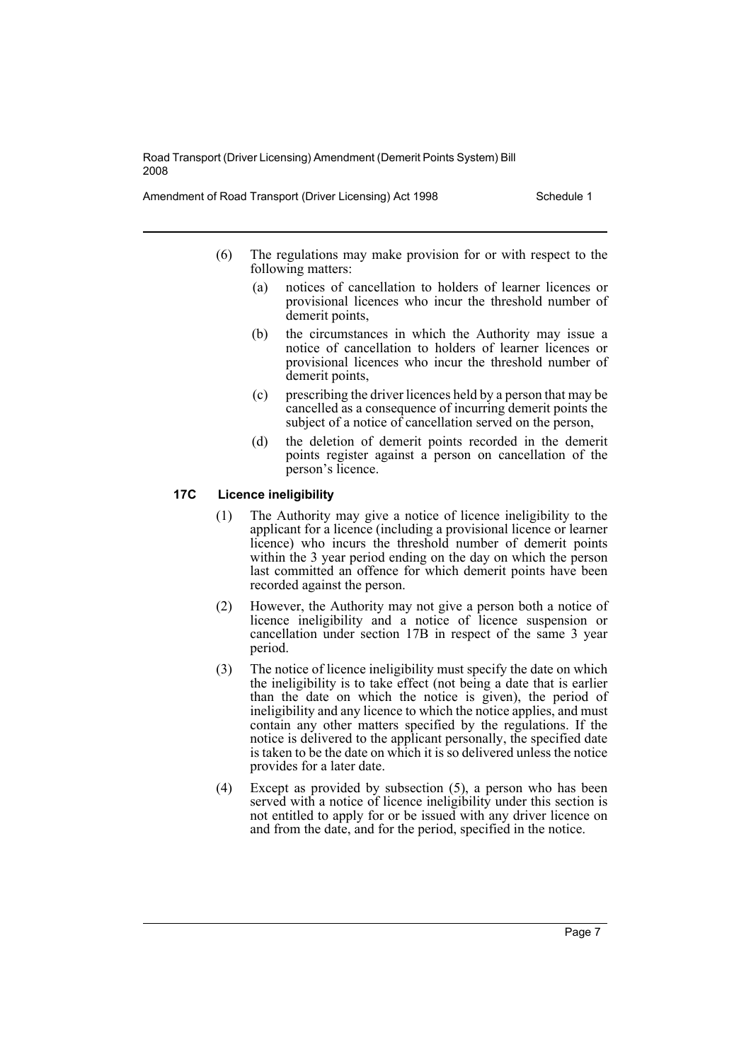(6) The regulations may make provision for or with respect to the following matters:

(a) notices of cancellation to holders of learner licences or provisional licences who incur the threshold number of demerit points,

(b) the circumstances in which the Authority may issue a notice of cancellation to holders of learner licences or provisional licences who incur the threshold number of demerit points,

(c) prescribing the driver licences held by a person that may be cancelled as a consequence of incurring demerit points the subject of a notice of cancellation served on the person,

(d) the deletion of demerit points recorded in the demerit points register against a person on cancellation of the person's licence.

### 17C Licence ineligibility

(1) The Authority may give a notice of licence ineligibility to the applicant for a licence (including a provisional licence or learner licence) who incurs the threshold number of demerit points within the 3 year period ending on the day on which the person last committed an offence for which demerit points have been recorded against the person.

(2) However, the Authority may not give a person both a notice of licence ineligibility and a notice of licence suspension or cancellation under section 17B in respect of the same 3 year period.

(3) The notice of licence ineligibility must specify the date on which the ineligibility is to take effect (not being a date that is earlier than the date on which the notice is given), the period of ineligibility and any licence to which the notice applies, and must contain any other matters specified by the regulations. If the notice is delivered to the applicant personally, the specified date is taken to be the date on which it is so delivered unless the notice provides for a later date.

(4) Except as provided by subsection (5), a person who has been served with a notice of licence ineligibility under this section is not entitled to apply for or be issued with any driver licence on and from the date, and for the period, specified in the notice.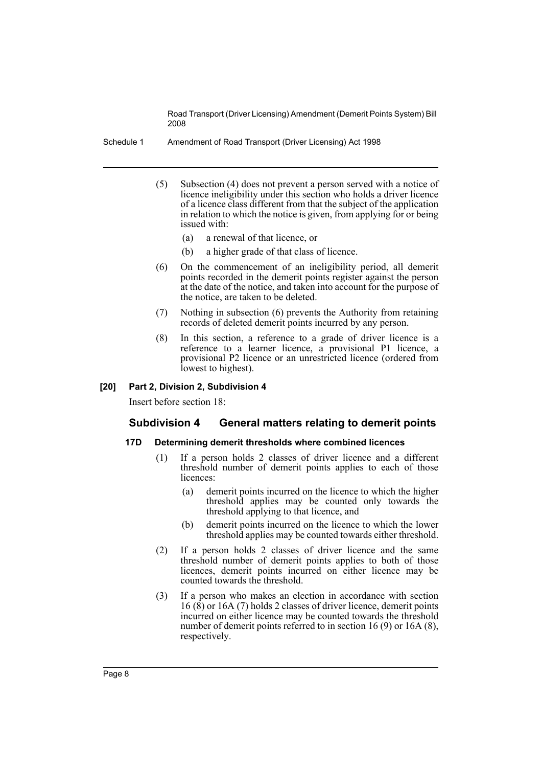(5) Subsection (4) does not prevent a person served with a notice of licence ineligibility under this section who holds a driver licence of a licence class different from that the subject of the application in relation to which the notice is given, from applying for or being issued with:

(a) a renewal of that licence, or

(b) a higher grade of that class of licence.

(6) On the commencement of an ineligibility period, all demerit points recorded in the demerit points register against the person at the date of the notice, and taken into account for the purpose of the notice, are taken to be deleted.

(7) Nothing in subsection (6) prevents the Authority from retaining records of deleted demerit points incurred by any person.

(8) In this section, a reference to a grade of driver licence is a reference to a learner licence, a provisional P1 licence, a provisional P2 licence or an unrestricted licence (ordered from lowest to highest).

**[20] Part 2, Division 2, Subdivision 4**

Insert before section 18:

## Subdivision 4 General matters relating to demerit points

#### 17D Determining demerit thresholds where combined licences

(1) If a person holds 2 classes of driver licence and a different threshold number of demerit points applies to each of those licences:

(a) demerit points incurred on the licence to which the higher threshold applies may be counted only towards the threshold applying to that licence, and

(b) demerit points incurred on the licence to which the lower threshold applies may be counted towards either threshold.

(2) If a person holds 2 classes of driver licence and the same threshold number of demerit points applies to both of those licences, demerit points incurred on either licence may be counted towards the threshold.

(3) If a person who makes an election in accordance with section 16 (8) or 16A (7) holds 2 classes of driver licence, demerit points incurred on either licence may be counted towards the threshold number of demerit points referred to in section 16 (9) or 16A (8), respectively.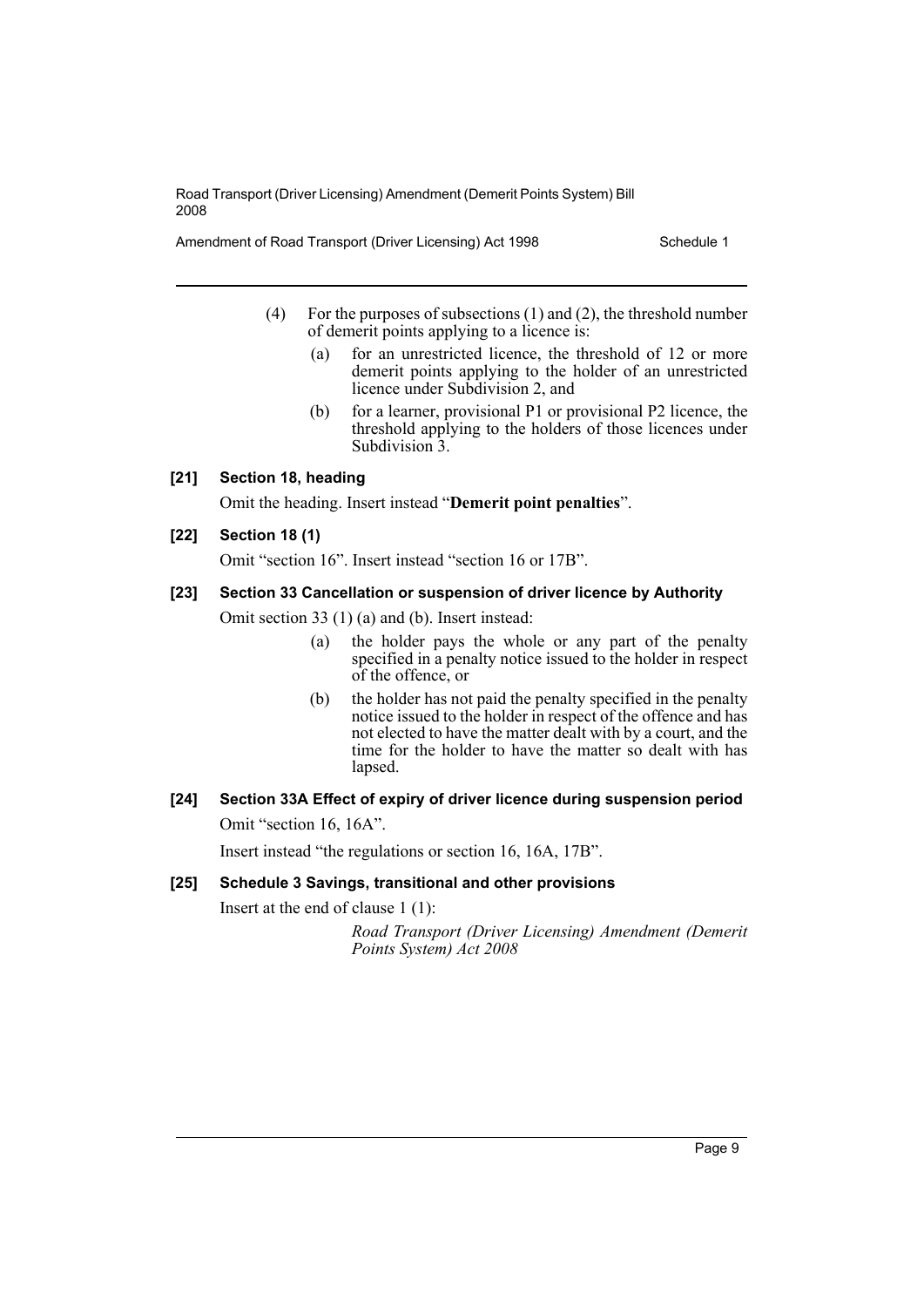(4) For the purposes of subsections (1) and (2), the threshold number of demerit points applying to a licence is:

(a) for an unrestricted licence, the threshold of 12 or more demerit points applying to the holder of an unrestricted licence under Subdivision 2, and

(b) for a learner, provisional P1 or provisional P2 licence, the threshold applying to the holders of those licences under Subdivision 3.

### [21] Section 18, heading

Omit the heading. Insert instead "**Demerit point penalties**".

### [22] Section 18 (1)

Omit "section 16". Insert instead "section 16 or 17B".

### [23] Section 33 Cancellation or suspension of driver licence by Authority

Omit section 33 (1) (a) and (b). Insert instead:

(a) the holder pays the whole or any part of the penalty specified in a penalty notice issued to the holder in respect of the offence, or

(b) the holder has not paid the penalty specified in the penalty notice issued to the holder in respect of the offence and has not elected to have the matter dealt with by a court, and the time for the holder to have the matter so dealt with has lapsed.

### [24] Section 33A Effect of expiry of driver licence during suspension period

Omit "section 16, 16A".

Insert instead "the regulations or section 16, 16A, 17B".

### [25] Schedule 3 Savings, transitional and other provisions

Insert at the end of clause 1 (1):

*Road Transport (Driver Licensing) Amendment (Demerit Points System) Act 2008*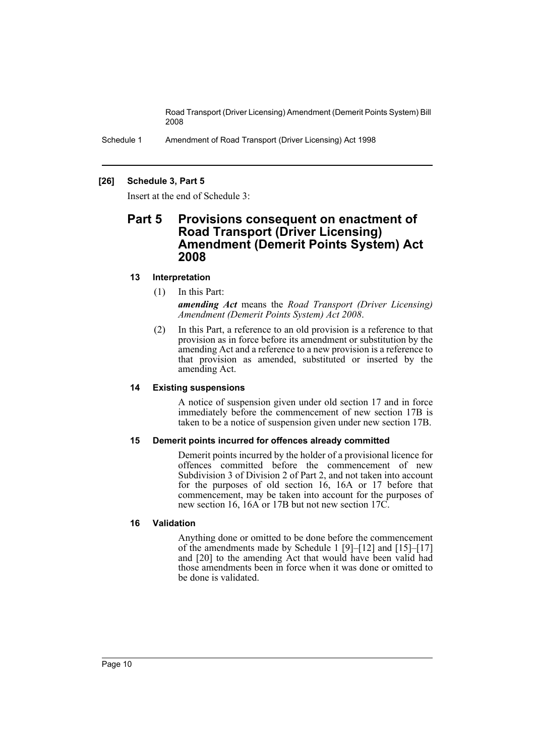**[26] Schedule 3, Part 5**

Insert at the end of Schedule 3:

## Part 5 Provisions consequent on enactment of Road Transport (Driver Licensing) Amendment (Demerit Points System) Act 2008

### 13 Interpretation

(1) In this Part:

***amending Act*** means the *Road Transport (Driver Licensing) Amendment (Demerit Points System) Act 2008*.

(2) In this Part, a reference to an old provision is a reference to that provision as in force before its amendment or substitution by the amending Act and a reference to a new provision is a reference to that provision as amended, substituted or inserted by the amending Act.

### 14 Existing suspensions

A notice of suspension given under old section 17 and in force immediately before the commencement of new section 17B is taken to be a notice of suspension given under new section 17B.

### 15 Demerit points incurred for offences already committed

Demerit points incurred by the holder of a provisional licence for offences committed before the commencement of new Subdivision 3 of Division 2 of Part 2, and not taken into account for the purposes of old section 16, 16A or 17 before that commencement, may be taken into account for the purposes of new section 16, 16A or 17B but not new section 17C.

### 16 Validation

Anything done or omitted to be done before the commencement of the amendments made by Schedule 1 [9]–[12] and [15]–[17] and [20] to the amending Act that would have been valid had those amendments been in force when it was done or omitted to be done is validated.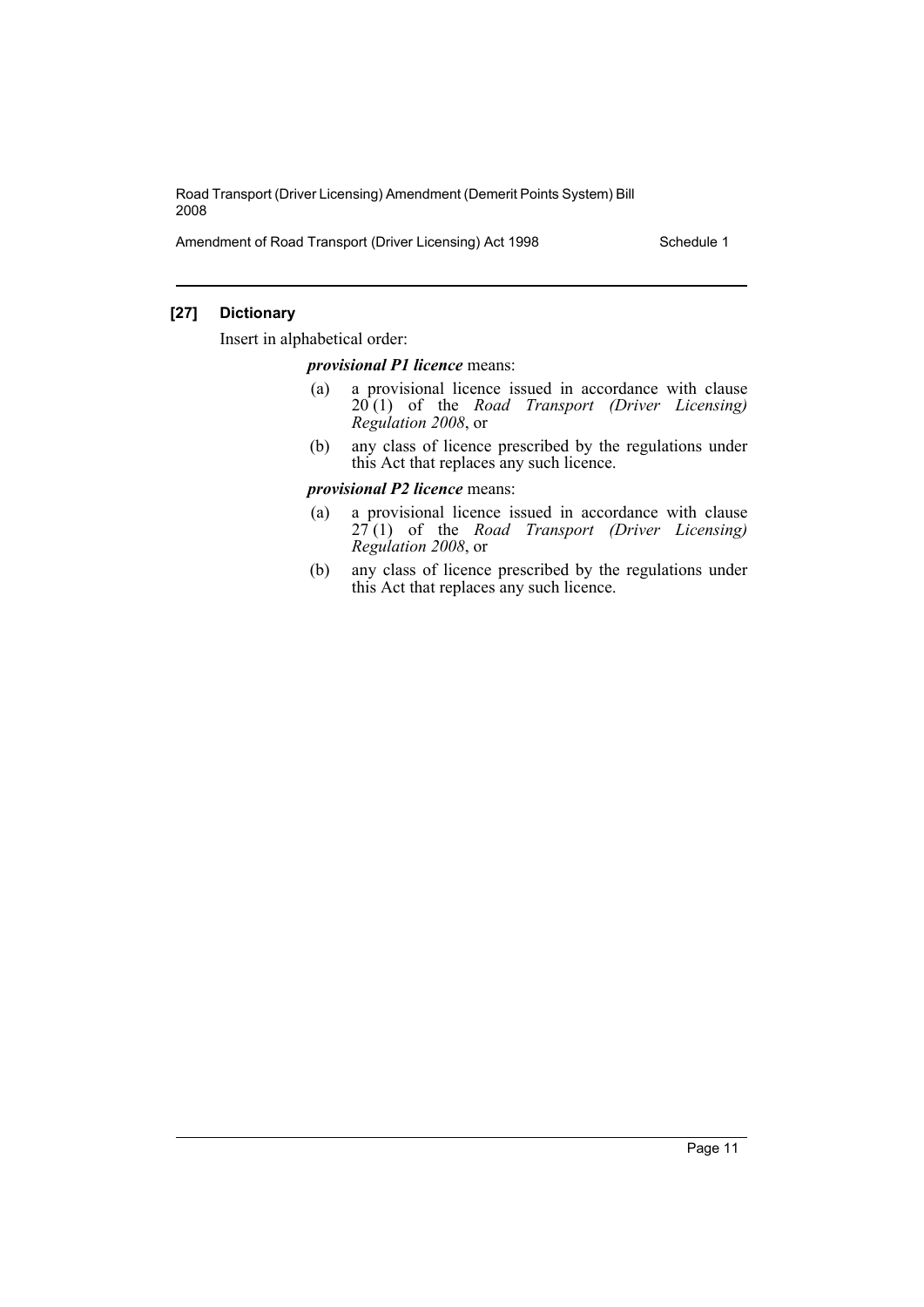### [27] Dictionary

Insert in alphabetical order:

***provisional P1 licence*** means:

- (a) a provisional licence issued in accordance with clause 20 (1) of the *Road Transport (Driver Licensing) Regulation 2008*, or
- (b) any class of licence prescribed by the regulations under this Act that replaces any such licence.

***provisional P2 licence*** means:

- (a) a provisional licence issued in accordance with clause 27 (1) of the *Road Transport (Driver Licensing) Regulation 2008*, or
- (b) any class of licence prescribed by the regulations under this Act that replaces any such licence.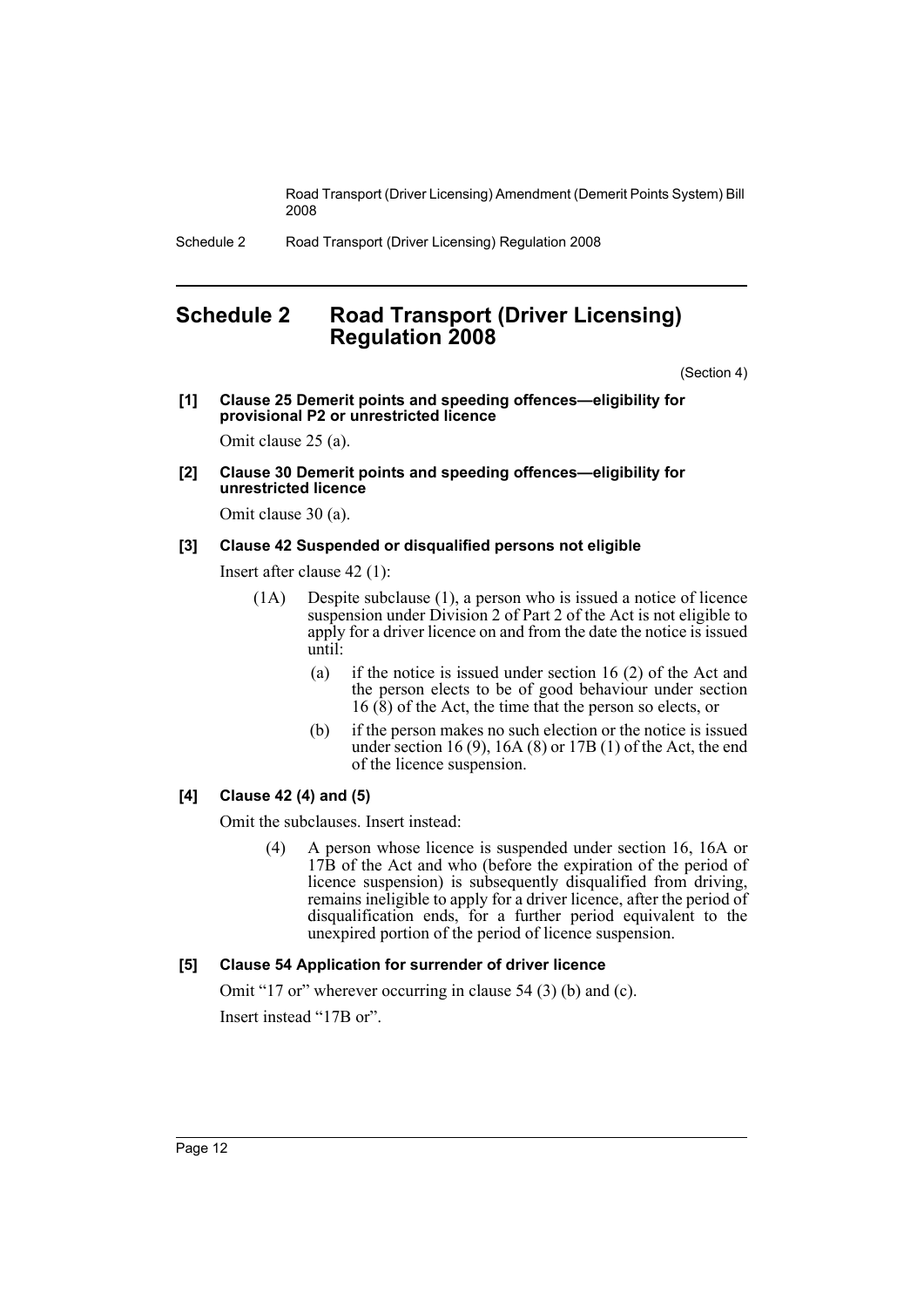## Schedule 2 Road Transport (Driver Licensing) Regulation 2008

(Section 4)

**[1] Clause 25 Demerit points and speeding offences—eligibility for provisional P2 or unrestricted licence**

Omit clause 25 (a).

**[2] Clause 30 Demerit points and speeding offences—eligibility for unrestricted licence**

Omit clause 30 (a).

**[3] Clause 42 Suspended or disqualified persons not eligible**

Insert after clause 42 (1):

(1A) Despite subclause (1), a person who is issued a notice of licence suspension under Division 2 of Part 2 of the Act is not eligible to apply for a driver licence on and from the date the notice is issued until:

(a) if the notice is issued under section 16 (2) of the Act and the person elects to be of good behaviour under section 16 (8) of the Act, the time that the person so elects, or

(b) if the person makes no such election or the notice is issued under section 16 (9), 16A (8) or 17B (1) of the Act, the end of the licence suspension.

**[4] Clause 42 (4) and (5)**

Omit the subclauses. Insert instead:

(4) A person whose licence is suspended under section 16, 16A or 17B of the Act and who (before the expiration of the period of licence suspension) is subsequently disqualified from driving, remains ineligible to apply for a driver licence, after the period of disqualification ends, for a further period equivalent to the unexpired portion of the period of licence suspension.

**[5] Clause 54 Application for surrender of driver licence**

Omit "17 or" wherever occurring in clause 54 (3) (b) and (c).

Insert instead "17B or".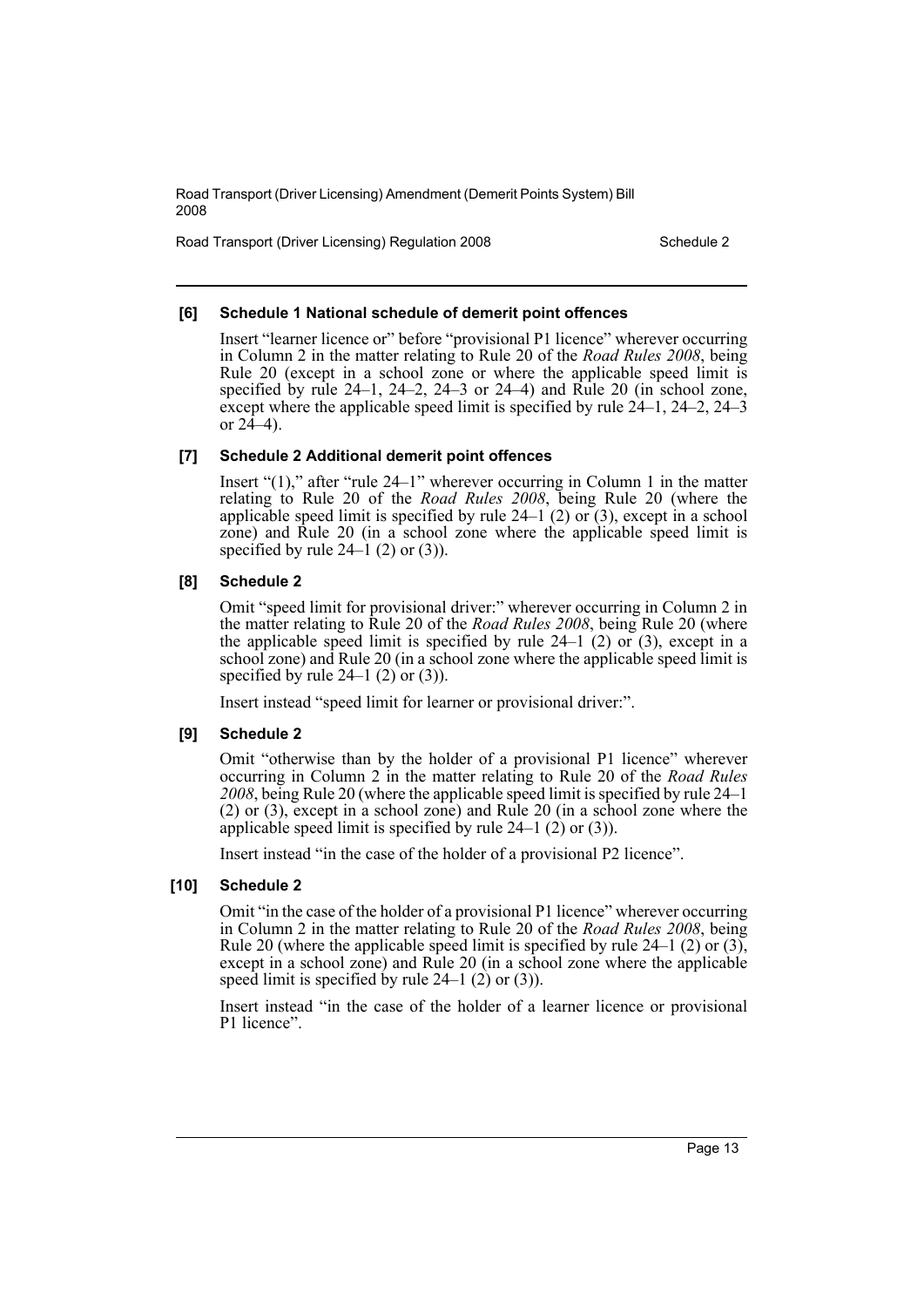**[6] Schedule 1 National schedule of demerit point offences**

Insert "learner licence or" before "provisional P1 licence" wherever occurring in Column 2 in the matter relating to Rule 20 of the *Road Rules 2008*, being Rule 20 (except in a school zone or where the applicable speed limit is specified by rule 24–1, 24–2, 24–3 or 24–4) and Rule 20 (in school zone, except where the applicable speed limit is specified by rule 24–1, 24–2, 24–3 or 24–4).

**[7] Schedule 2 Additional demerit point offences**

Insert "(1)," after "rule 24–1" wherever occurring in Column 1 in the matter relating to Rule 20 of the *Road Rules 2008*, being Rule 20 (where the applicable speed limit is specified by rule 24–1 (2) or (3), except in a school zone) and Rule 20 (in a school zone where the applicable speed limit is specified by rule 24–1 (2) or (3)).

**[8] Schedule 2**

Omit "speed limit for provisional driver:" wherever occurring in Column 2 in the matter relating to Rule 20 of the *Road Rules 2008*, being Rule 20 (where the applicable speed limit is specified by rule 24–1 (2) or (3), except in a school zone) and Rule 20 (in a school zone where the applicable speed limit is specified by rule 24–1 (2) or (3)).

Insert instead "speed limit for learner or provisional driver:".

**[9] Schedule 2**

Omit "otherwise than by the holder of a provisional P1 licence" wherever occurring in Column 2 in the matter relating to Rule 20 of the *Road Rules 2008*, being Rule 20 (where the applicable speed limit is specified by rule 24–1 (2) or (3), except in a school zone) and Rule 20 (in a school zone where the applicable speed limit is specified by rule 24–1 (2) or (3)).

Insert instead "in the case of the holder of a provisional P2 licence".

**[10] Schedule 2**

Omit "in the case of the holder of a provisional P1 licence" wherever occurring in Column 2 in the matter relating to Rule 20 of the *Road Rules 2008*, being Rule 20 (where the applicable speed limit is specified by rule 24–1 (2) or (3), except in a school zone) and Rule 20 (in a school zone where the applicable speed limit is specified by rule 24–1 (2) or (3)).

Insert instead "in the case of the holder of a learner licence or provisional P1 licence".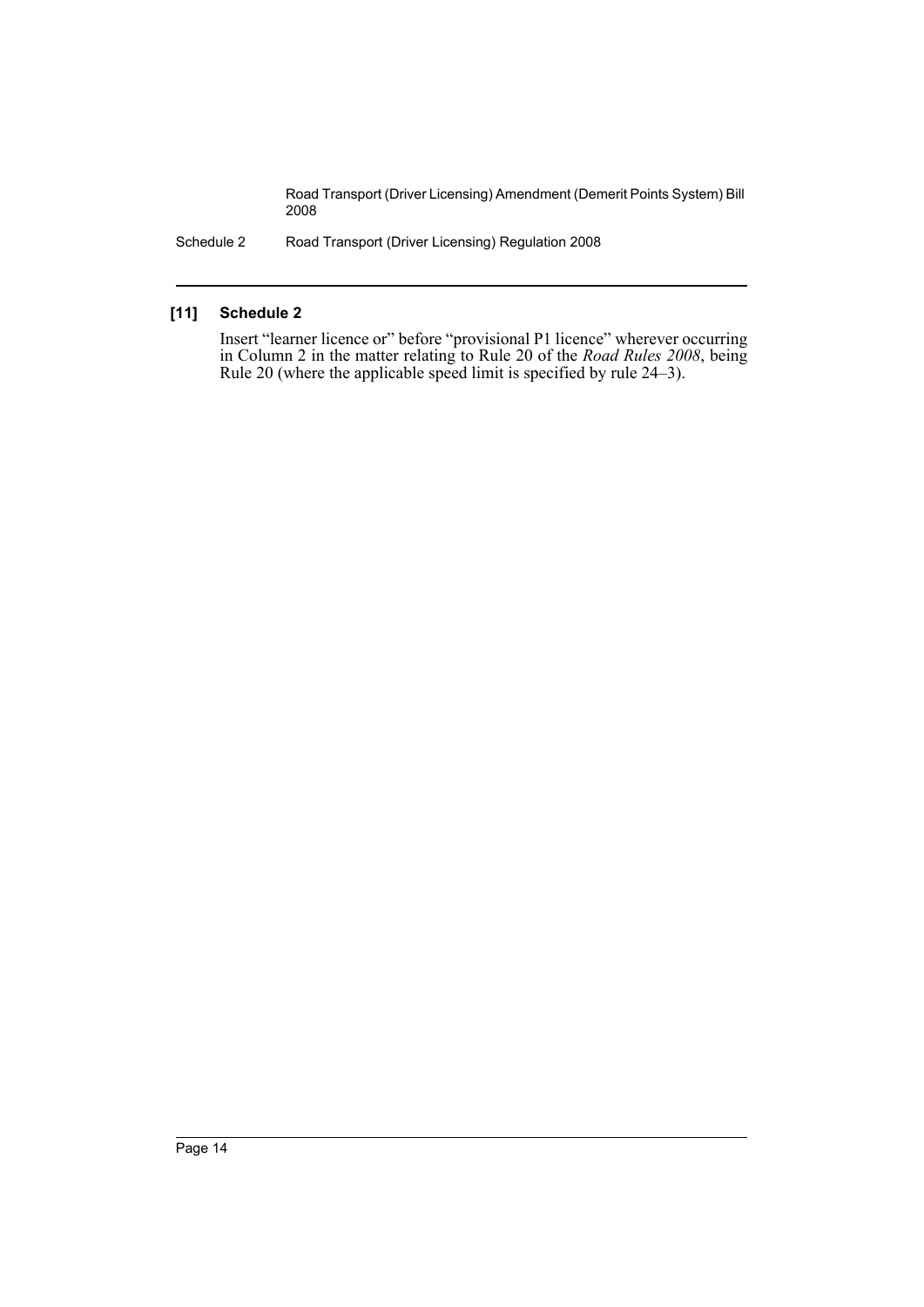### [11] Schedule 2

Insert "learner licence or" before "provisional P1 licence" wherever occurring in Column 2 in the matter relating to Rule 20 of the *Road Rules 2008*, being Rule 20 (where the applicable speed limit is specified by rule 24–3).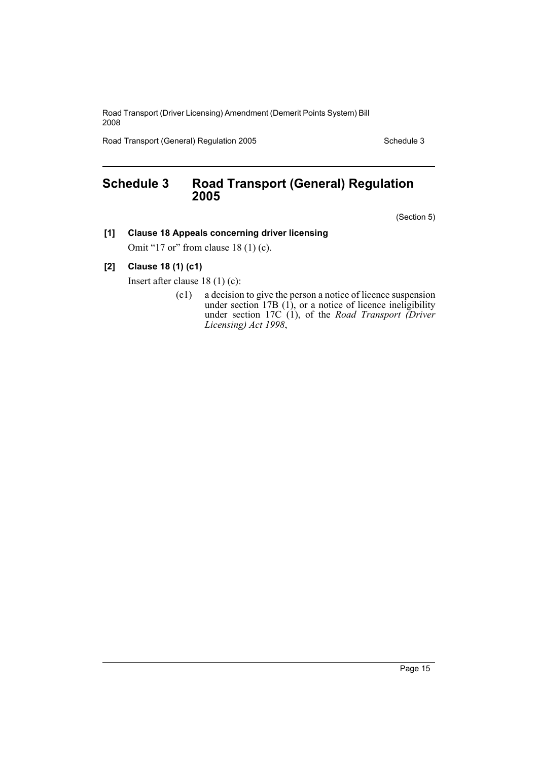# Schedule 3 Road Transport (General) Regulation 2005

(Section 5)

**[1] Clause 18 Appeals concerning driver licensing**

Omit "17 or" from clause 18 (1) (c).

**[2] Clause 18 (1) (c1)**

Insert after clause 18 (1) (c):

> (c1) a decision to give the person a notice of licence suspension under section 17B (1), or a notice of licence ineligibility under section 17C (1), of the *Road Transport (Driver Licensing) Act 1998*,